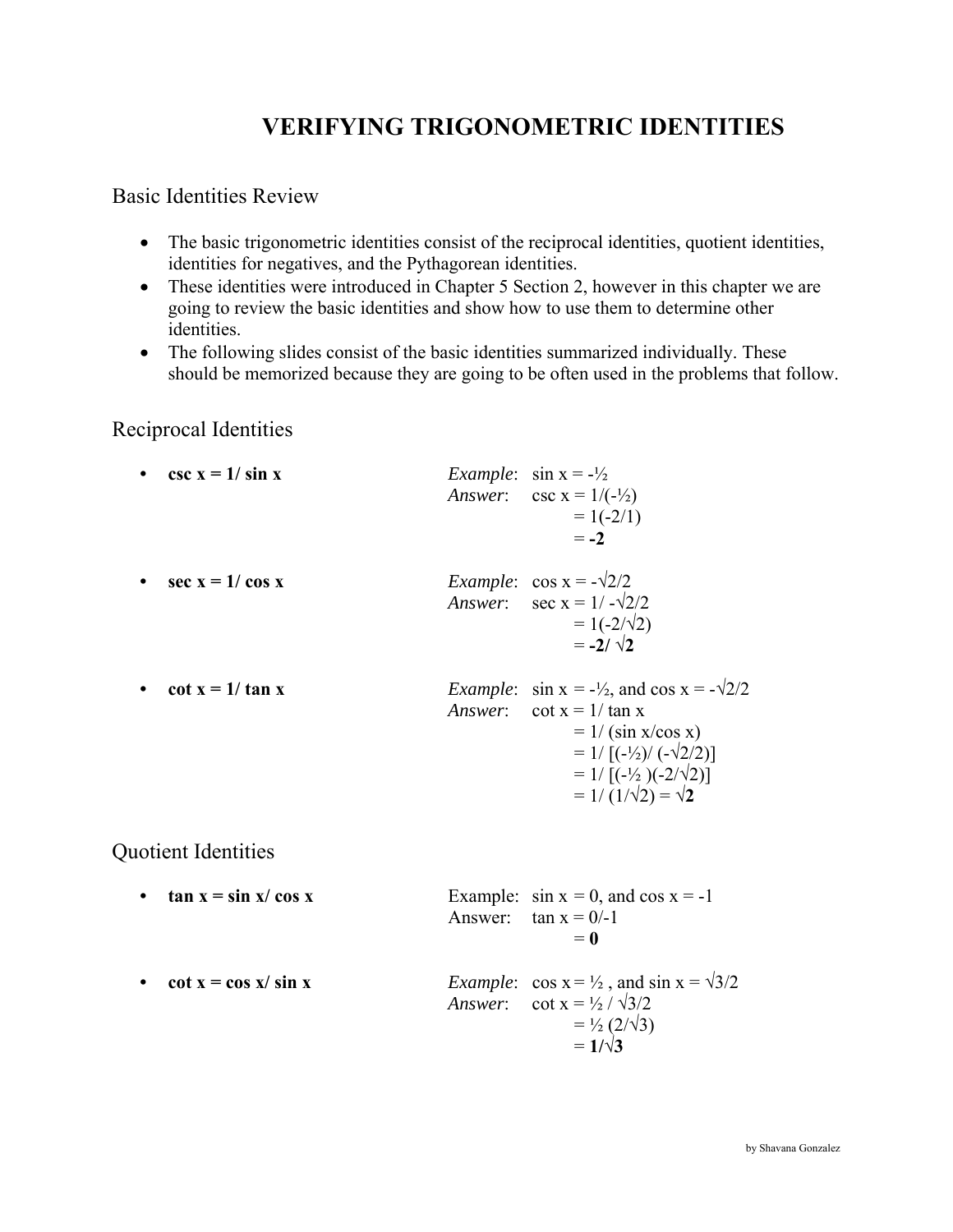# VERIFYING TRIGONOMETRIC IDENTITIES

## Basic Identities Review

- The basic trigonometric identities consist of the reciprocal identities, quotient identities, identities for negatives, and the Pythagorean identities.
- These identities were introduced in Chapter 5 Section 2, however in this chapter we are going to review the basic identities and show how to use them to determine other identities.
- The following slides consist of the basic identities summarized individually. These should be memorized because they are going to be often used in the problems that follow.

## Reciprocal Identities

- **$\csc x = 1/ \sin x$**

  *Example*: $\sin x = -½$
  *Answer*: $\csc x = 1/(-½)$
  $= 1(-2/1)$
  $= \mathbf{-2}$

- **$\sec x = 1/ \cos x$**

  *Example*: $\cos x = -\sqrt{2}/2$
  *Answer*: $\sec x = 1/ -\sqrt{2}/2$
  $= 1(-2/\sqrt{2})$
  $= \mathbf{-2/ \sqrt{2}}$

- **$\cot x = 1/ \tan x$**

  *Example*: $\sin x = -½$, and $\cos x = -\sqrt{2}/2$
  *Answer*: $\cot x = 1/ \tan x$
  $= 1/ (\sin x/\cos x)$
  $= 1/ [(-½)/ (-\sqrt{2}/2)]$
  $= 1/ [(-½ )(-2/\sqrt{2})]$
  $= 1/ (1/\sqrt{2}) = \mathbf{\sqrt{2}}$

## Quotient Identities

- **$\tan x = \sin x/ \cos x$**

  Example: $\sin x = 0$, and $\cos x = -1$
  Answer: $\tan x = 0/-1$
  $= \mathbf{0}$

- **$\cot x = \cos x/ \sin x$**

  *Example*: $\cos x = ½$ , and $\sin x = \sqrt{3}/2$
  *Answer*: $\cot x = ½ / \sqrt{3}/2$
  $= ½ (2/\sqrt{3})$
  $= \mathbf{1/\sqrt{3}}$

by Shavana Gonzalez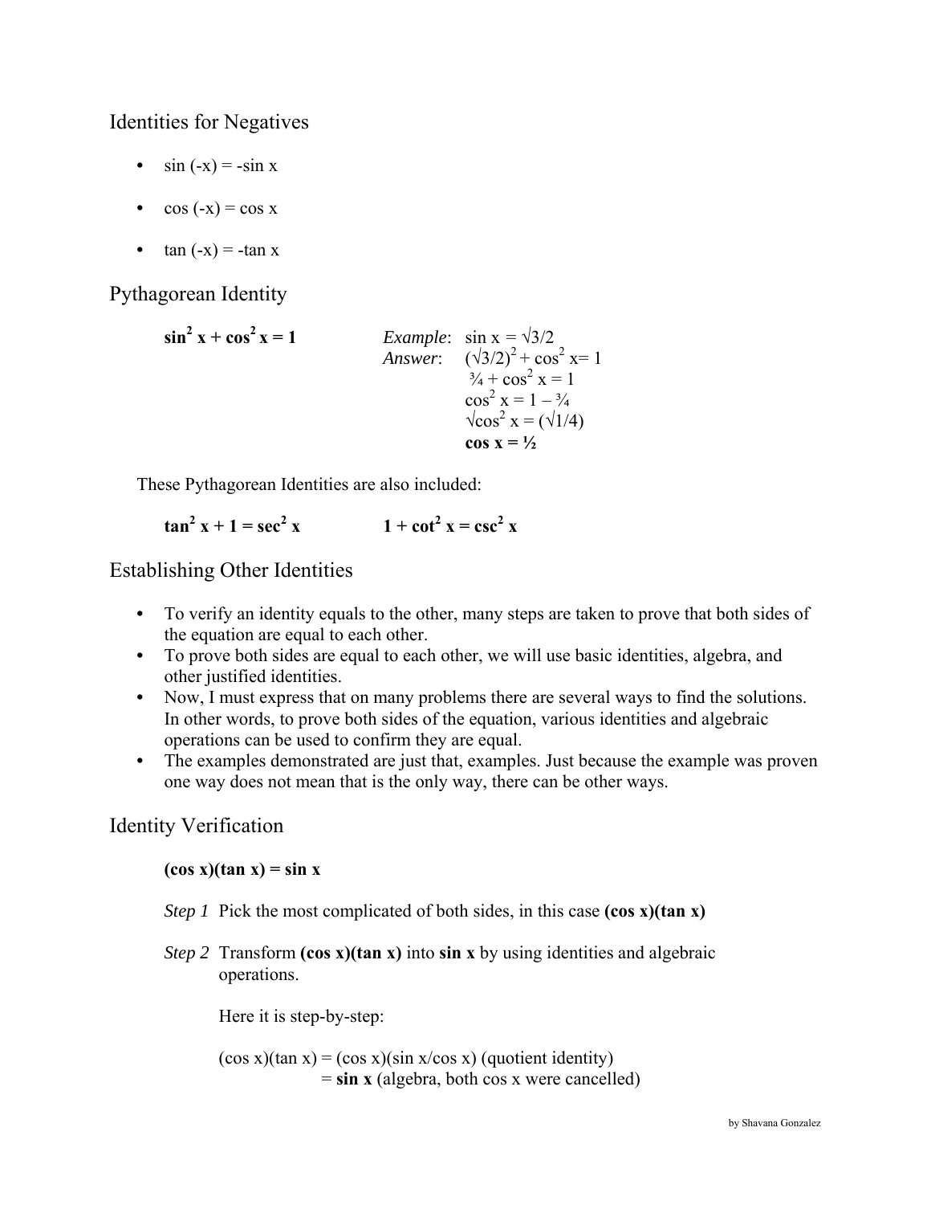## Identities for Negatives

- $\sin(-x) = -\sin x$
- $\cos(-x) = \cos x$
- $\tan(-x) = -\tan x$

## Pythagorean Identity

$\mathbf{\sin^2 x + \cos^2 x = 1}$

*Example*: $\sin x = \sqrt{3}/2$

*Answer*:

$(\sqrt{3}/2)^2 + \cos^2 x = 1$

$\frac{3}{4} + \cos^2 x = 1$

$\cos^2 x = 1 - \frac{3}{4}$

$\sqrt{\cos^2 x} = (\sqrt{1/4})$

$\mathbf{\cos x = \frac{1}{2}}$

These Pythagorean Identities are also included:

$\mathbf{\tan^2 x + 1 = \sec^2 x}$ $\qquad$ $\mathbf{1 + \cot^2 x = \csc^2 x}$

## Establishing Other Identities

- To verify an identity equals to the other, many steps are taken to prove that both sides of the equation are equal to each other.
- To prove both sides are equal to each other, we will use basic identities, algebra, and other justified identities.
- Now, I must express that on many problems there are several ways to find the solutions. In other words, to prove both sides of the equation, various identities and algebraic operations can be used to confirm they are equal.
- The examples demonstrated are just that, examples. Just because the example was proven one way does not mean that is the only way, there can be other ways.

## Identity Verification

$\mathbf{(\cos x)(\tan x) = \sin x}$

*Step 1* Pick the most complicated of both sides, in this case $\mathbf{(\cos x)(\tan x)}$

*Step 2* Transform $\mathbf{(\cos x)(\tan x)}$ into $\mathbf{\sin x}$ by using identities and algebraic operations.

Here it is step-by-step:

$(\cos x)(\tan x) = (\cos x)(\sin x/\cos x)$ (quotient identity)

$= \mathbf{\sin x}$ (algebra, both cos x were cancelled)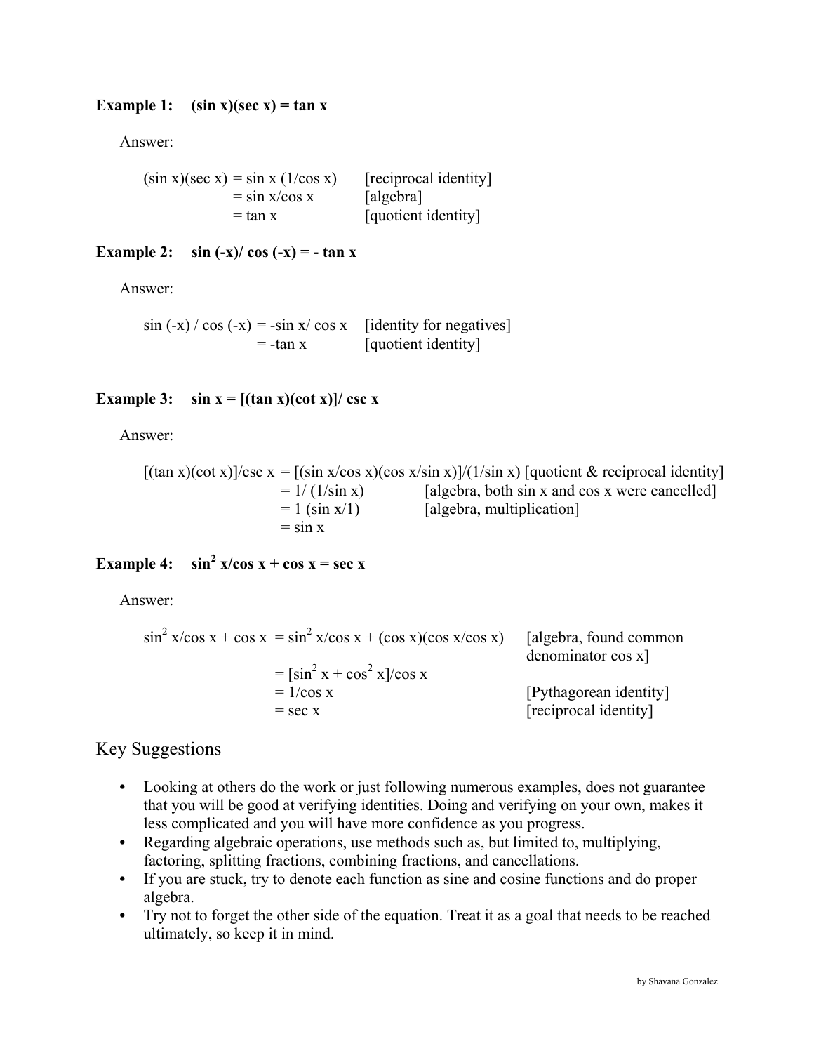**Example 1:** $(\sin x)(\sec x) = \tan x$

Answer:

$$
\begin{aligned}
(\sin x)(\sec x) &= \sin x\,(1/\cos x) && \text{[reciprocal identity]} \\
&= \sin x/\cos x && \text{[algebra]} \\
&= \tan x && \text{[quotient identity]}
\end{aligned}
$$

**Example 2:** $\sin(-x)/\cos(-x) = -\tan x$

Answer:

$$
\begin{aligned}
\sin(-x)/\cos(-x) &= -\sin x/\cos x && \text{[identity for negatives]} \\
&= -\tan x && \text{[quotient identity]}
\end{aligned}
$$

**Example 3:** $\sin x = [(\tan x)(\cot x)]/\csc x$

Answer:

$$
\begin{aligned}
[(\tan x)(\cot x)]/\csc x &= [(\sin x/\cos x)(\cos x/\sin x)]/(1/\sin x) && \text{[quotient \& reciprocal identity]} \\
&= 1/(1/\sin x) && \text{[algebra, both sin x and cos x were cancelled]} \\
&= 1\,(\sin x/1) && \text{[algebra, multiplication]} \\
&= \sin x
\end{aligned}
$$

**Example 4:** $\sin^2 x/\cos x + \cos x = \sec x$

Answer:

$$
\begin{aligned}
\sin^2 x/\cos x + \cos x &= \sin^2 x/\cos x + (\cos x)(\cos x/\cos x) && \text{[algebra, found common denominator cos x]} \\
&= [\sin^2 x + \cos^2 x]/\cos x \\
&= 1/\cos x && \text{[Pythagorean identity]} \\
&= \sec x && \text{[reciprocal identity]}
\end{aligned}
$$

## Key Suggestions

- Looking at others do the work or just following numerous examples, does not guarantee that you will be good at verifying identities. Doing and verifying on your own, makes it less complicated and you will have more confidence as you progress.
- Regarding algebraic operations, use methods such as, but limited to, multiplying, factoring, splitting fractions, combining fractions, and cancellations.
- If you are stuck, try to denote each function as sine and cosine functions and do proper algebra.
- Try not to forget the other side of the equation. Treat it as a goal that needs to be reached ultimately, so keep it in mind.

by Shavana Gonzalez